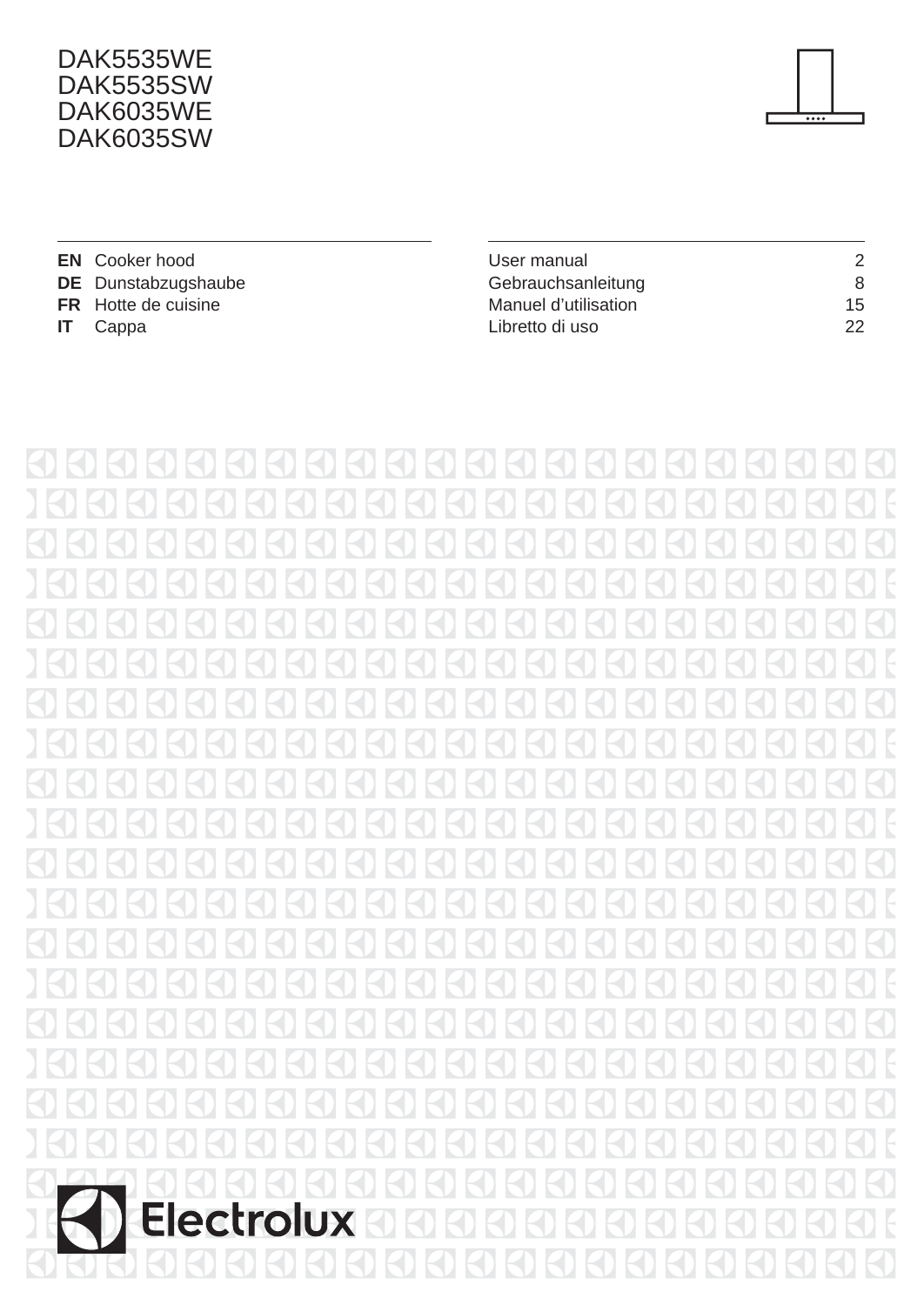DAK5535WE
DAK5535SW
DAK6035WE
DAK6035SW

| | | | |
|---|---|---|---|
| **EN** | Cooker hood | User manual | 2 |
| **DE** | Dunstabzugshaube | Gebrauchsanleitung | 8 |
| **FR** | Hotte de cuisine | Manuel d’utilisation | 15 |
| **IT** | Cappa | Libretto di uso | 22 |

Electrolux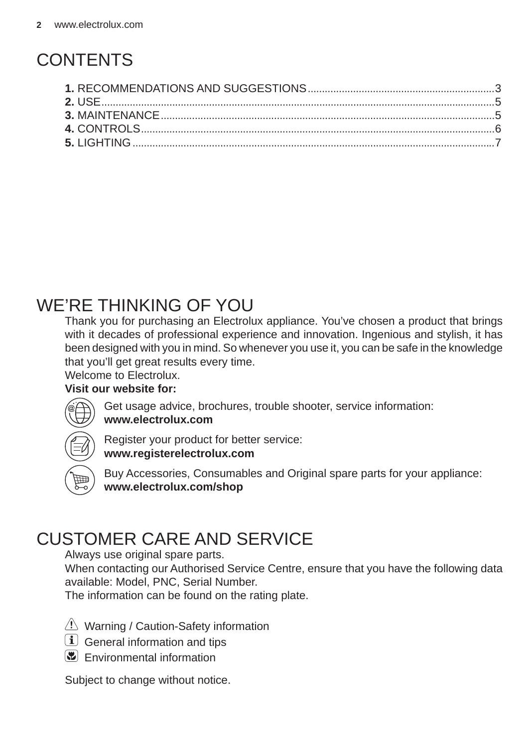# CONTENTS

**1.** RECOMMENDATIONS AND SUGGESTIONS .......... 3
**2.** USE .......... 5
**3.** MAINTENANCE .......... 5
**4.** CONTROLS .......... 6
**5.** LIGHTING .......... 7

# WE’RE THINKING OF YOU

Thank you for purchasing an Electrolux appliance. You’ve chosen a product that brings with it decades of professional experience and innovation. Ingenious and stylish, it has been designed with you in mind. So whenever you use it, you can be safe in the knowledge that you’ll get great results every time.
Welcome to Electrolux.
**Visit our website for:**

Get usage advice, brochures, trouble shooter, service information:
**www.electrolux.com**

Register your product for better service:
**www.registerelectrolux.com**

Buy Accessories, Consumables and Original spare parts for your appliance:
**www.electrolux.com/shop**

# CUSTOMER CARE AND SERVICE

Always use original spare parts.
When contacting our Authorised Service Centre, ensure that you have the following data available: Model, PNC, Serial Number.
The information can be found on the rating plate.

Warning / Caution-Safety information
General information and tips
Environmental information

Subject to change without notice.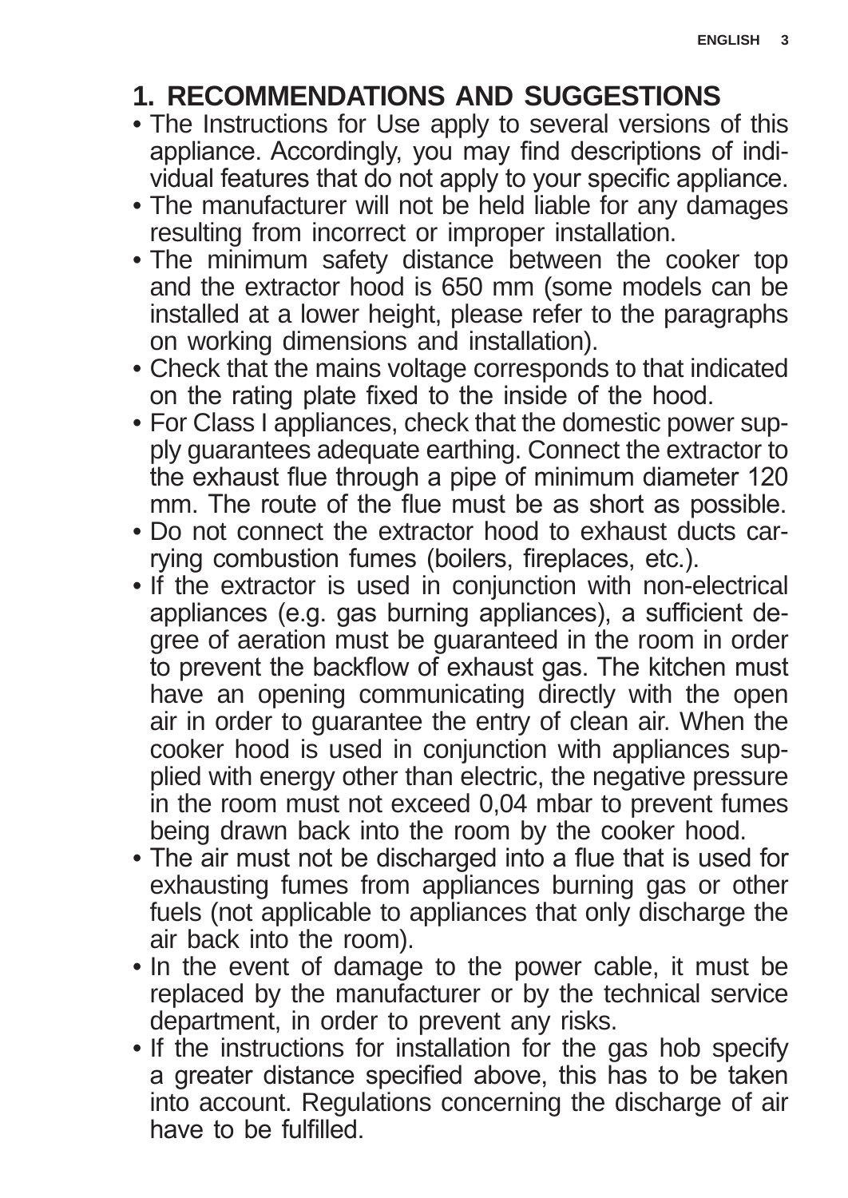# 1. RECOMMENDATIONS AND SUGGESTIONS

- The Instructions for Use apply to several versions of this appliance. Accordingly, you may find descriptions of individual features that do not apply to your specific appliance.
- The manufacturer will not be held liable for any damages resulting from incorrect or improper installation.
- The minimum safety distance between the cooker top and the extractor hood is 650 mm (some models can be installed at a lower height, please refer to the paragraphs on working dimensions and installation).
- Check that the mains voltage corresponds to that indicated on the rating plate fixed to the inside of the hood.
- For Class I appliances, check that the domestic power supply guarantees adequate earthing. Connect the extractor to the exhaust flue through a pipe of minimum diameter 120 mm. The route of the flue must be as short as possible.
- Do not connect the extractor hood to exhaust ducts carrying combustion fumes (boilers, fireplaces, etc.).
- If the extractor is used in conjunction with non-electrical appliances (e.g. gas burning appliances), a sufficient degree of aeration must be guaranteed in the room in order to prevent the backflow of exhaust gas. The kitchen must have an opening communicating directly with the open air in order to guarantee the entry of clean air. When the cooker hood is used in conjunction with appliances supplied with energy other than electric, the negative pressure in the room must not exceed 0,04 mbar to prevent fumes being drawn back into the room by the cooker hood.
- The air must not be discharged into a flue that is used for exhausting fumes from appliances burning gas or other fuels (not applicable to appliances that only discharge the air back into the room).
- In the event of damage to the power cable, it must be replaced by the manufacturer or by the technical service department, in order to prevent any risks.
- If the instructions for installation for the gas hob specify a greater distance specified above, this has to be taken into account. Regulations concerning the discharge of air have to be fulfilled.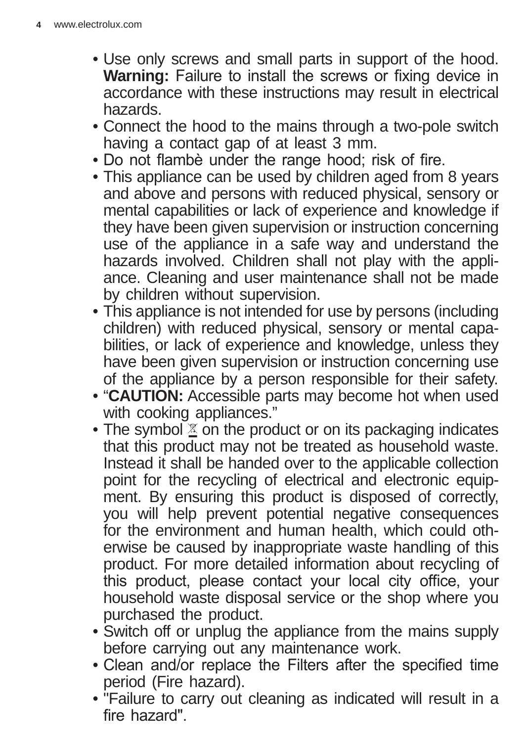- Use only screws and small parts in support of the hood. **Warning:** Failure to install the screws or fixing device in accordance with these instructions may result in electrical hazards.
- Connect the hood to the mains through a two-pole switch having a contact gap of at least 3 mm.
- Do not flambè under the range hood; risk of fire.
- This appliance can be used by children aged from 8 years and above and persons with reduced physical, sensory or mental capabilities or lack of experience and knowledge if they have been given supervision or instruction concerning use of the appliance in a safe way and understand the hazards involved. Children shall not play with the appliance. Cleaning and user maintenance shall not be made by children without supervision.
- This appliance is not intended for use by persons (including children) with reduced physical, sensory or mental capabilities, or lack of experience and knowledge, unless they have been given supervision or instruction concerning use of the appliance by a person responsible for their safety.
- "**CAUTION:** Accessible parts may become hot when used with cooking appliances."
- The symbol ⌧ on the product or on its packaging indicates that this product may not be treated as household waste. Instead it shall be handed over to the applicable collection point for the recycling of electrical and electronic equipment. By ensuring this product is disposed of correctly, you will help prevent potential negative consequences for the environment and human health, which could otherwise be caused by inappropriate waste handling of this product. For more detailed information about recycling of this product, please contact your local city office, your household waste disposal service or the shop where you purchased the product.
- Switch off or unplug the appliance from the mains supply before carrying out any maintenance work.
- Clean and/or replace the Filters after the specified time period (Fire hazard).
- "Failure to carry out cleaning as indicated will result in a fire hazard".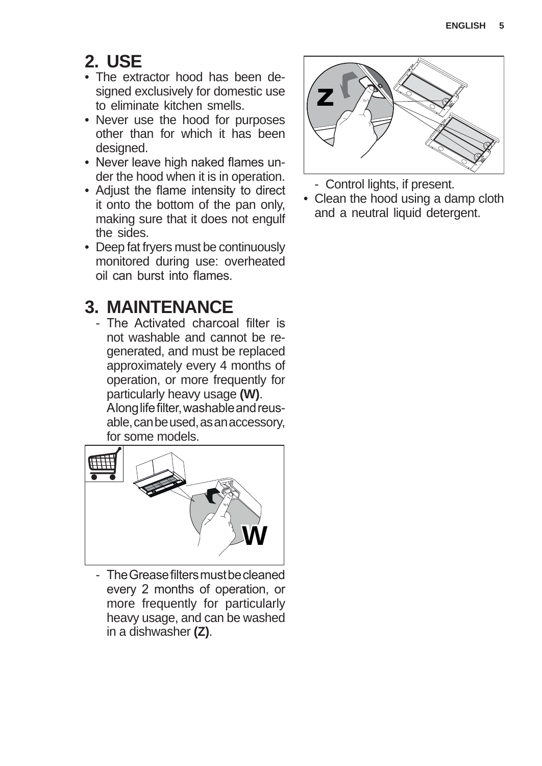## 2. USE

- The extractor hood has been designed exclusively for domestic use to eliminate kitchen smells.
- Never use the hood for purposes other than for which it has been designed.
- Never leave high naked flames under the hood when it is in operation.
- Adjust the flame intensity to direct it onto the bottom of the pan only, making sure that it does not engulf the sides.
- Deep fat fryers must be continuously monitored during use: overheated oil can burst into flames.

## 3. MAINTENANCE

- The Activated charcoal filter is not washable and cannot be regenerated, and must be replaced approximately every 4 months of operation, or more frequently for particularly heavy usage **(W)**.
  A long life filter, washable and reusable, can be used, as an accessory, for some models.
- The Grease filters must be cleaned every 2 months of operation, or more frequently for particularly heavy usage, and can be washed in a dishwasher **(Z)**.
- Control lights, if present.

- Clean the hood using a damp cloth and a neutral liquid detergent.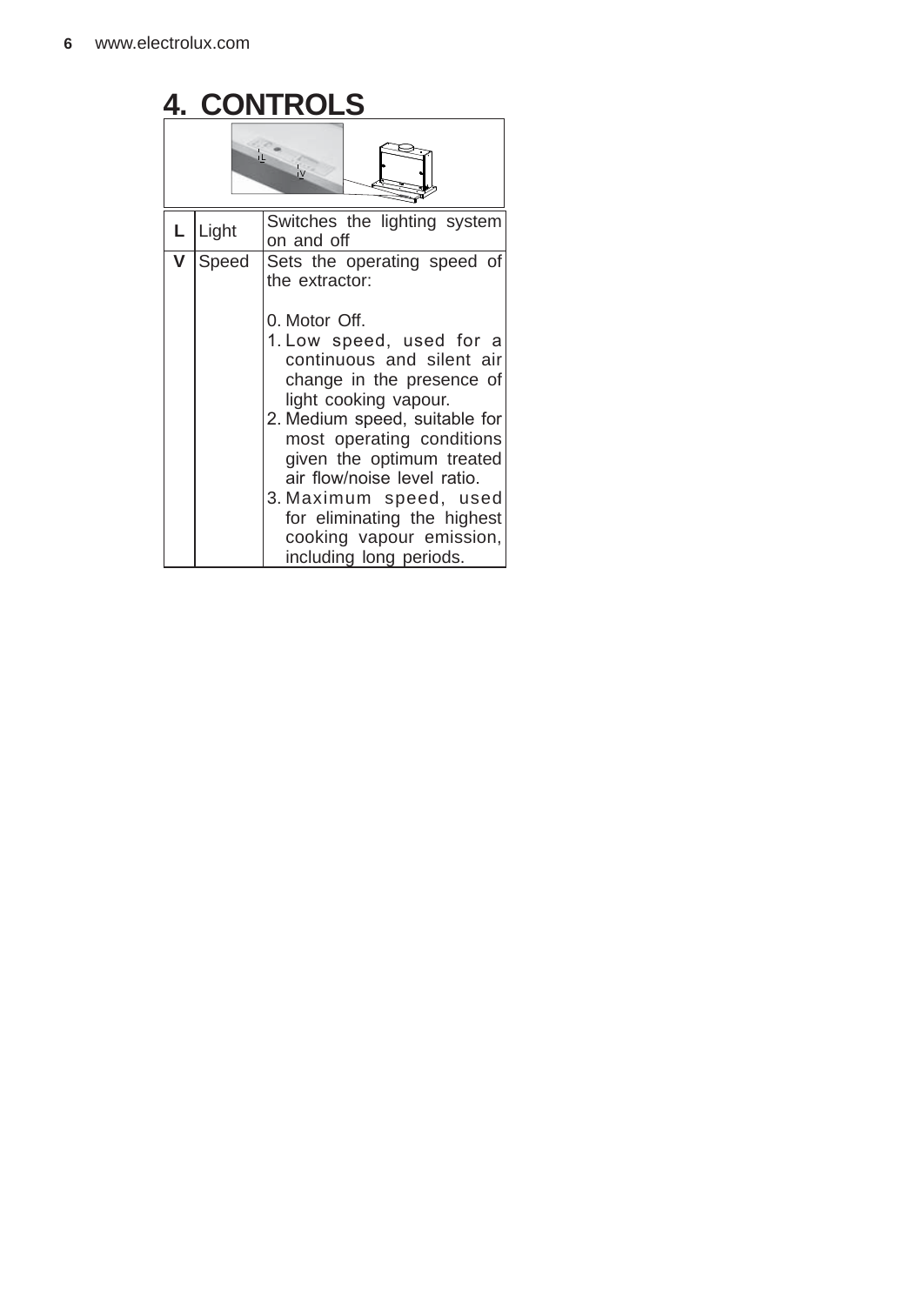# 4. CONTROLS

| | | |
|---|---|---|
| **L** | Light | Switches the lighting system on and off |
| **V** | Speed | Sets the operating speed of the extractor:<br><br>0. Motor Off.<br>1. Low speed, used for a continuous and silent air change in the presence of light cooking vapour.<br>2. Medium speed, suitable for most operating conditions given the optimum treated air flow/noise level ratio.<br>3. Maximum speed, used for eliminating the highest cooking vapour emission, including long periods. |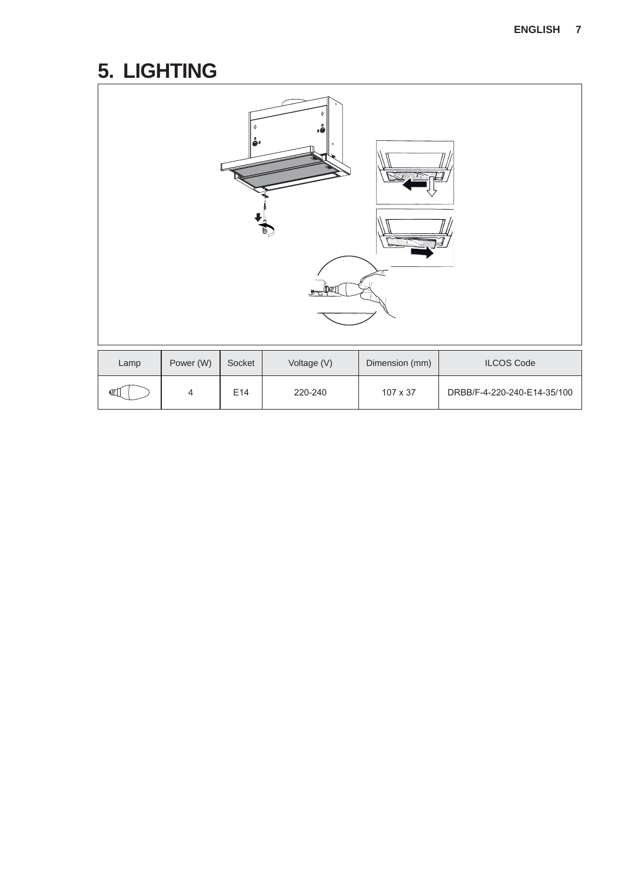# 5. LIGHTING

| Lamp | Power (W) | Socket | Voltage (V) | Dimension (mm) | ILCOS Code |
|---|---|---|---|---|---|
| | 4 | E14 | 220-240 | 107 x 37 | DRBB/F-4-220-240-E14-35/100 |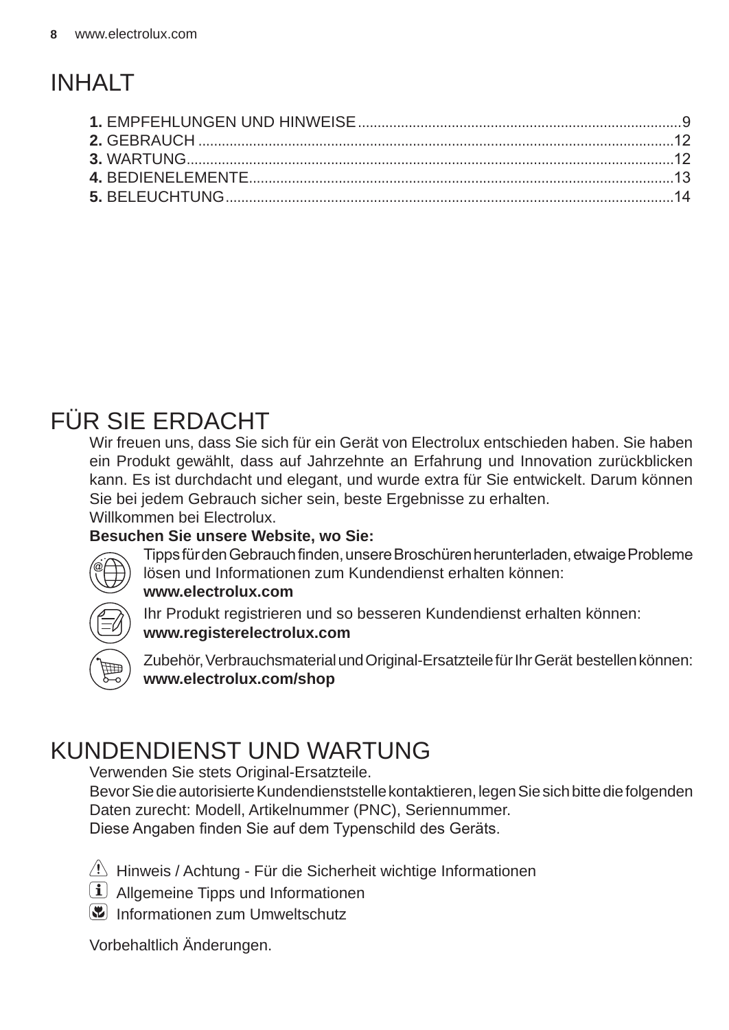# INHALT

**1.** EMPFEHLUNGEN UND HINWEISE.....9
**2.** GEBRAUCH.....12
**3.** WARTUNG.....12
**4.** BEDIENELEMENTE.....13
**5.** BELEUCHTUNG.....14

# FÜR SIE ERDACHT

Wir freuen uns, dass Sie sich für ein Gerät von Electrolux entschieden haben. Sie haben ein Produkt gewählt, dass auf Jahrzehnte an Erfahrung und Innovation zurückblicken kann. Es ist durchdacht und elegant, und wurde extra für Sie entwickelt. Darum können Sie bei jedem Gebrauch sicher sein, beste Ergebnisse zu erhalten.
Willkommen bei Electrolux.

**Besuchen Sie unsere Website, wo Sie:**

Tipps für den Gebrauch finden, unsere Broschüren herunterladen, etwaige Probleme lösen und Informationen zum Kundendienst erhalten können:
**www.electrolux.com**

Ihr Produkt registrieren und so besseren Kundendienst erhalten können:
**www.registerelectrolux.com**

Zubehör, Verbrauchsmaterial und Original-Ersatzteile für Ihr Gerät bestellen können:
**www.electrolux.com/shop**

# KUNDENDIENST UND WARTUNG

Verwenden Sie stets Original-Ersatzteile.
Bevor Sie die autorisierte Kundendienststelle kontaktieren, legen Sie sich bitte die folgenden Daten zurecht: Modell, Artikelnummer (PNC), Seriennummer.
Diese Angaben finden Sie auf dem Typenschild des Geräts.

Hinweis / Achtung - Für die Sicherheit wichtige Informationen
Allgemeine Tipps und Informationen
Informationen zum Umweltschutz

Vorbehaltlich Änderungen.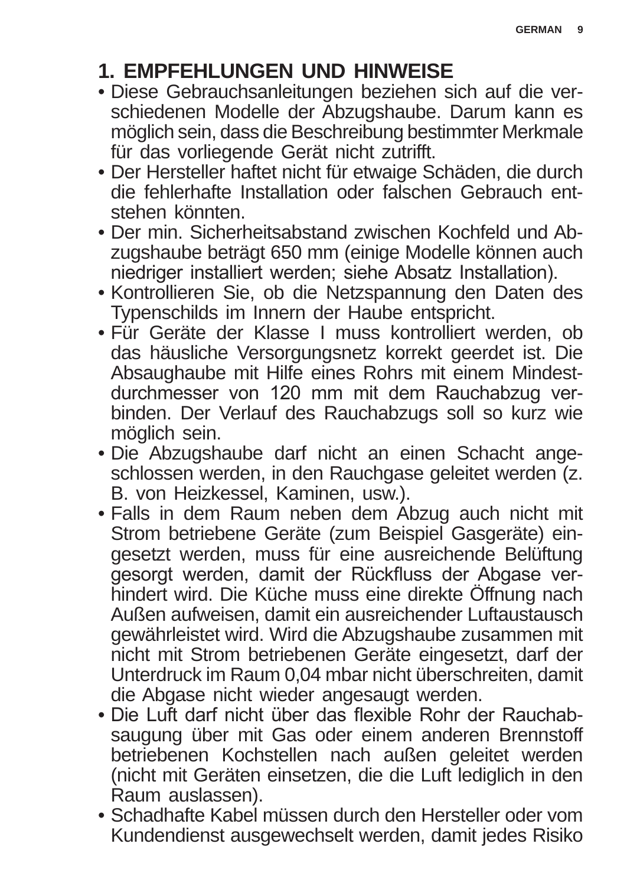# 1. EMPFEHLUNGEN UND HINWEISE

- Diese Gebrauchsanleitungen beziehen sich auf die verschiedenen Modelle der Abzugshaube. Darum kann es möglich sein, dass die Beschreibung bestimmter Merkmale für das vorliegende Gerät nicht zutrifft.
- Der Hersteller haftet nicht für etwaige Schäden, die durch die fehlerhafte Installation oder falschen Gebrauch entstehen könnten.
- Der min. Sicherheitsabstand zwischen Kochfeld und Abzugshaube beträgt 650 mm (einige Modelle können auch niedriger installiert werden; siehe Absatz Installation).
- Kontrollieren Sie, ob die Netzspannung den Daten des Typenschilds im Innern der Haube entspricht.
- Für Geräte der Klasse I muss kontrolliert werden, ob das häusliche Versorgungsnetz korrekt geerdet ist. Die Absaughaube mit Hilfe eines Rohrs mit einem Mindestdurchmesser von 120 mm mit dem Rauchabzug verbinden. Der Verlauf des Rauchabzugs soll so kurz wie möglich sein.
- Die Abzugshaube darf nicht an einen Schacht angeschlossen werden, in den Rauchgase geleitet werden (z. B. von Heizkessel, Kaminen, usw.).
- Falls in dem Raum neben dem Abzug auch nicht mit Strom betriebene Geräte (zum Beispiel Gasgeräte) eingesetzt werden, muss für eine ausreichende Belüftung gesorgt werden, damit der Rückfluss der Abgase verhindert wird. Die Küche muss eine direkte Öffnung nach Außen aufweisen, damit ein ausreichender Luftaustausch gewährleistet wird. Wird die Abzugshaube zusammen mit nicht mit Strom betriebenen Geräte eingesetzt, darf der Unterdruck im Raum 0,04 mbar nicht überschreiten, damit die Abgase nicht wieder angesaugt werden.
- Die Luft darf nicht über das flexible Rohr der Rauchabsaugung über mit Gas oder einem anderen Brennstoff betriebenen Kochstellen nach außen geleitet werden (nicht mit Geräten einsetzen, die die Luft lediglich in den Raum auslassen).
- Schadhafte Kabel müssen durch den Hersteller oder vom Kundendienst ausgewechselt werden, damit jedes Risiko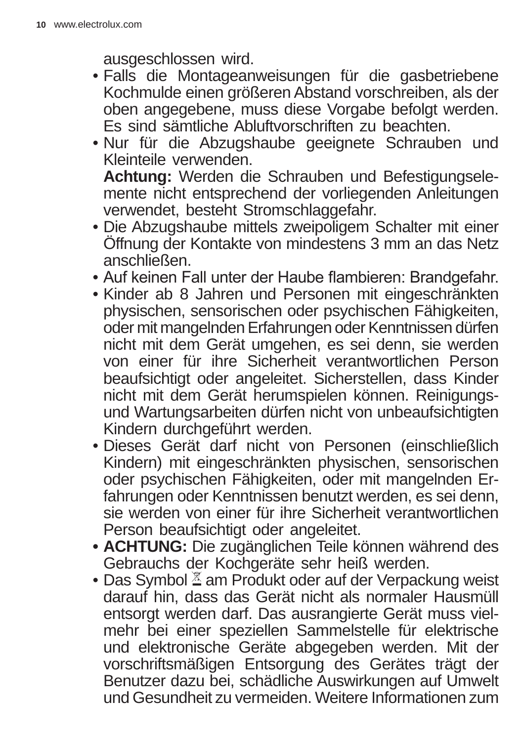ausgeschlossen wird.

- Falls die Montageanweisungen für die gasbetriebene Kochmulde einen größeren Abstand vorschreiben, als der oben angegebene, muss diese Vorgabe befolgt werden. Es sind sämtliche Abluftvorschriften zu beachten.
- Nur für die Abzugshaube geeignete Schrauben und Kleinteile verwenden.
  **Achtung:** Werden die Schrauben und Befestigungselemente nicht entsprechend der vorliegenden Anleitungen verwendet, besteht Stromschlaggefahr.
- Die Abzugshaube mittels zweipoligem Schalter mit einer Öffnung der Kontakte von mindestens 3 mm an das Netz anschließen.
- Auf keinen Fall unter der Haube flambieren: Brandgefahr.
- Kinder ab 8 Jahren und Personen mit eingeschränkten physischen, sensorischen oder psychischen Fähigkeiten, oder mit mangelnden Erfahrungen oder Kenntnissen dürfen nicht mit dem Gerät umgehen, es sei denn, sie werden von einer für ihre Sicherheit verantwortlichen Person beaufsichtigt oder angeleitet. Sicherstellen, dass Kinder nicht mit dem Gerät herumspielen können. Reinigungs- und Wartungsarbeiten dürfen nicht von unbeaufsichtigten Kindern durchgeführt werden.
- Dieses Gerät darf nicht von Personen (einschließlich Kindern) mit eingeschränkten physischen, sensorischen oder psychischen Fähigkeiten, oder mit mangelnden Erfahrungen oder Kenntnissen benutzt werden, es sei denn, sie werden von einer für ihre Sicherheit verantwortlichen Person beaufsichtigt oder angeleitet.
- **ACHTUNG:** Die zugänglichen Teile können während des Gebrauchs der Kochgeräte sehr heiß werden.
- Das Symbol am Produkt oder auf der Verpackung weist darauf hin, dass das Gerät nicht als normaler Hausmüll entsorgt werden darf. Das ausrangierte Gerät muss vielmehr bei einer speziellen Sammelstelle für elektrische und elektronische Geräte abgegeben werden. Mit der vorschriftsmäßigen Entsorgung des Gerätes trägt der Benutzer dazu bei, schädliche Auswirkungen auf Umwelt und Gesundheit zu vermeiden. Weitere Informationen zum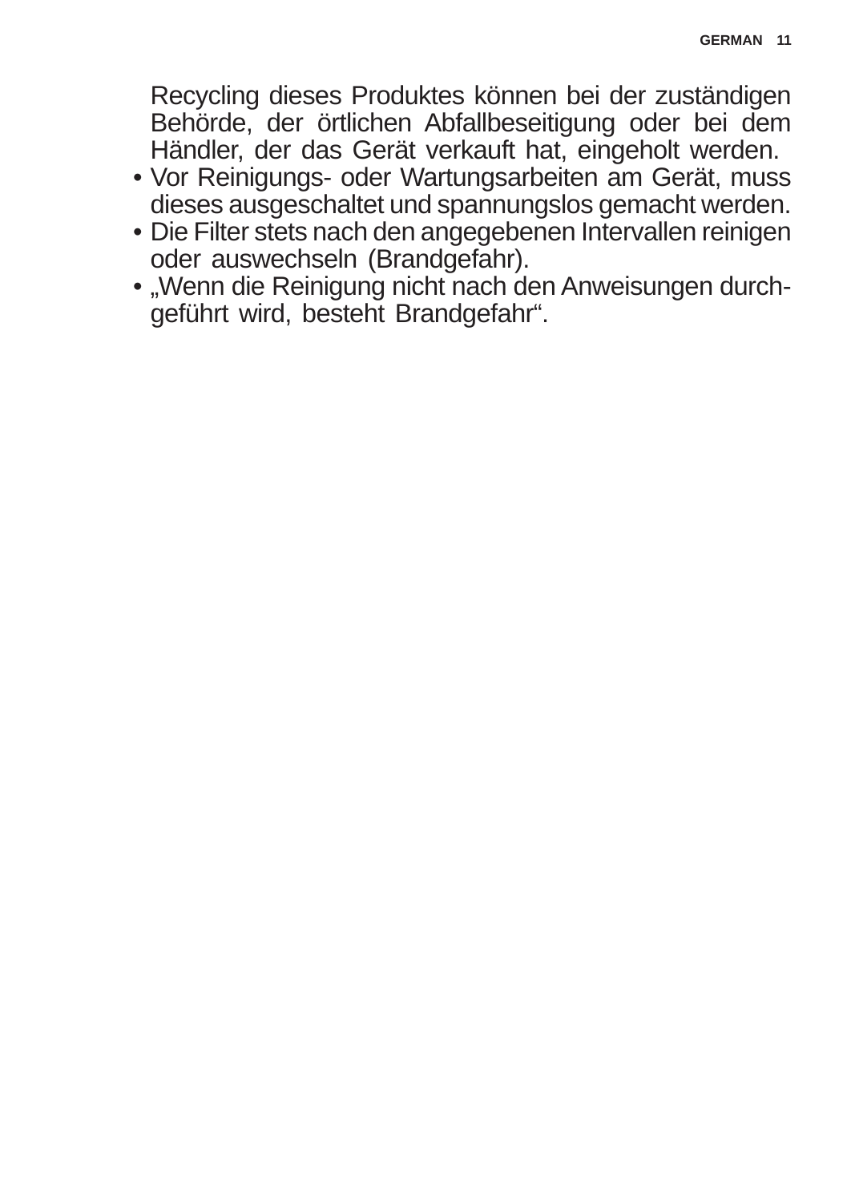Recycling dieses Produktes können bei der zuständigen Behörde, der örtlichen Abfallbeseitigung oder bei dem Händler, der das Gerät verkauft hat, eingeholt werden.

- Vor Reinigungs- oder Wartungsarbeiten am Gerät, muss dieses ausgeschaltet und spannungslos gemacht werden.
- Die Filter stets nach den angegebenen Intervallen reinigen oder auswechseln (Brandgefahr).
- „Wenn die Reinigung nicht nach den Anweisungen durchgeführt wird, besteht Brandgefahr“.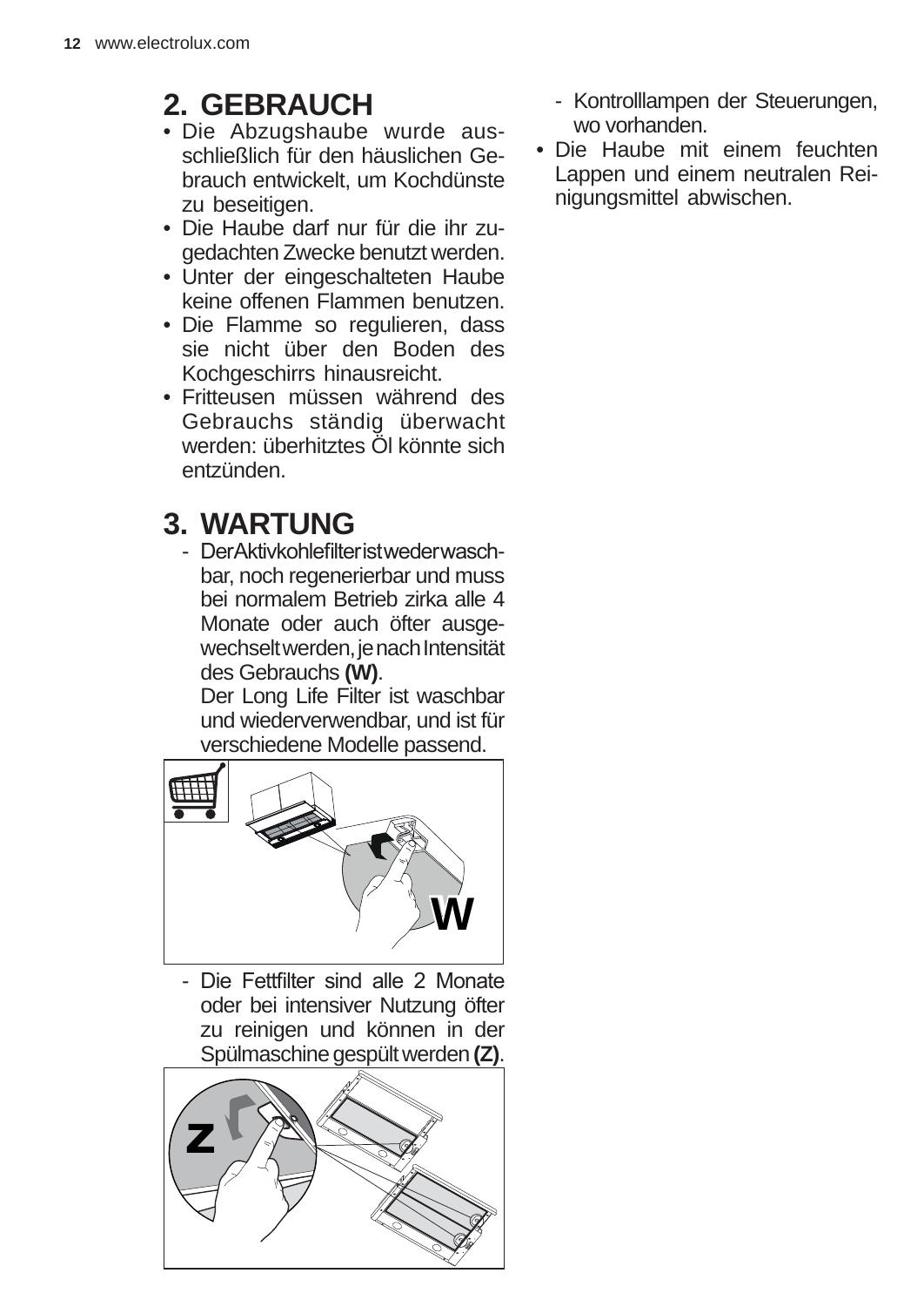## 2. GEBRAUCH

- Die Abzugshaube wurde ausschließlich für den häuslichen Gebrauch entwickelt, um Kochdünste zu beseitigen.
- Die Haube darf nur für die ihr zugedachten Zwecke benutzt werden.
- Unter der eingeschalteten Haube keine offenen Flammen benutzen.
- Die Flamme so regulieren, dass sie nicht über den Boden des Kochgeschirrs hinausreicht.
- Fritteusen müssen während des Gebrauchs ständig überwacht werden: überhitztes Öl könnte sich entzünden.

## 3. WARTUNG

- Der Aktivkohlefilter ist weder waschbar, noch regenerierbar und muss bei normalem Betrieb zirka alle 4 Monate oder auch öfter ausgewechselt werden, je nach Intensität des Gebrauchs **(W)**.
  Der Long Life Filter ist waschbar und wiederverwendbar, und ist für verschiedene Modelle passend.

- Die Fettfilter sind alle 2 Monate oder bei intensiver Nutzung öfter zu reinigen und können in der Spülmaschine gespült werden **(Z)**.

- Kontrolllampen der Steuerungen, wo vorhanden.

- Die Haube mit einem feuchten Lappen und einem neutralen Reinigungsmittel abwischen.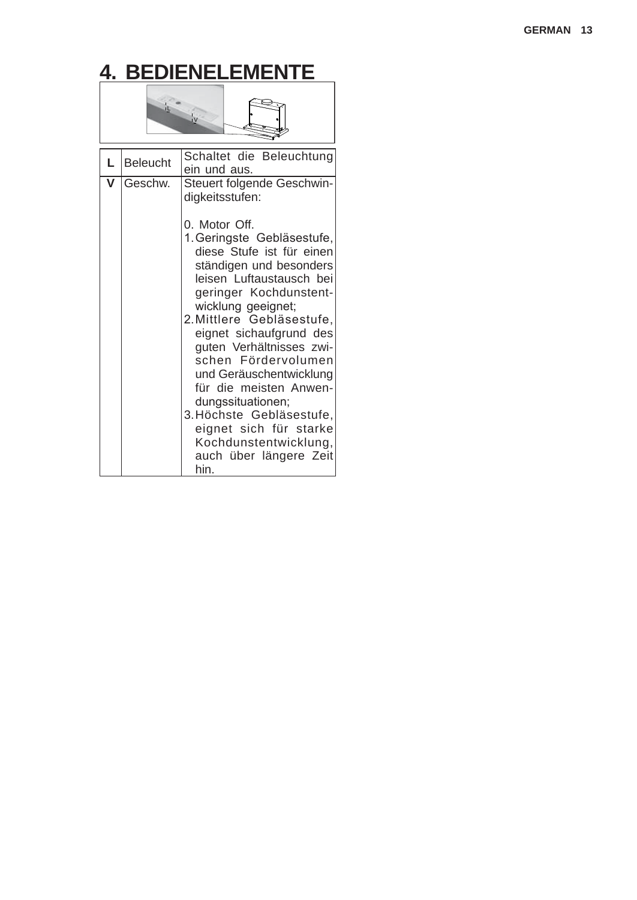# 4. BEDIENELEMENTE

| | | |
|---|---|---|
| **L** | Beleucht | Schaltet die Beleuchtung ein und aus. |
| **V** | Geschw. | Steuert folgende Geschwindigkeitsstufen:<br><br>0. Motor Off.<br>1. Geringste Gebläsestufe, diese Stufe ist für einen ständigen und besonders leisen Luftaustausch bei geringer Kochdunstentwicklung geeignet;<br>2. Mittlere Gebläsestufe, eignet sichaufgrund des guten Verhältnisses zwischen Fördervolumen und Geräuschentwicklung für die meisten Anwendungssituationen;<br>3. Höchste Gebläsestufe, eignet sich für starke Kochdunstentwicklung, auch über längere Zeit hin. |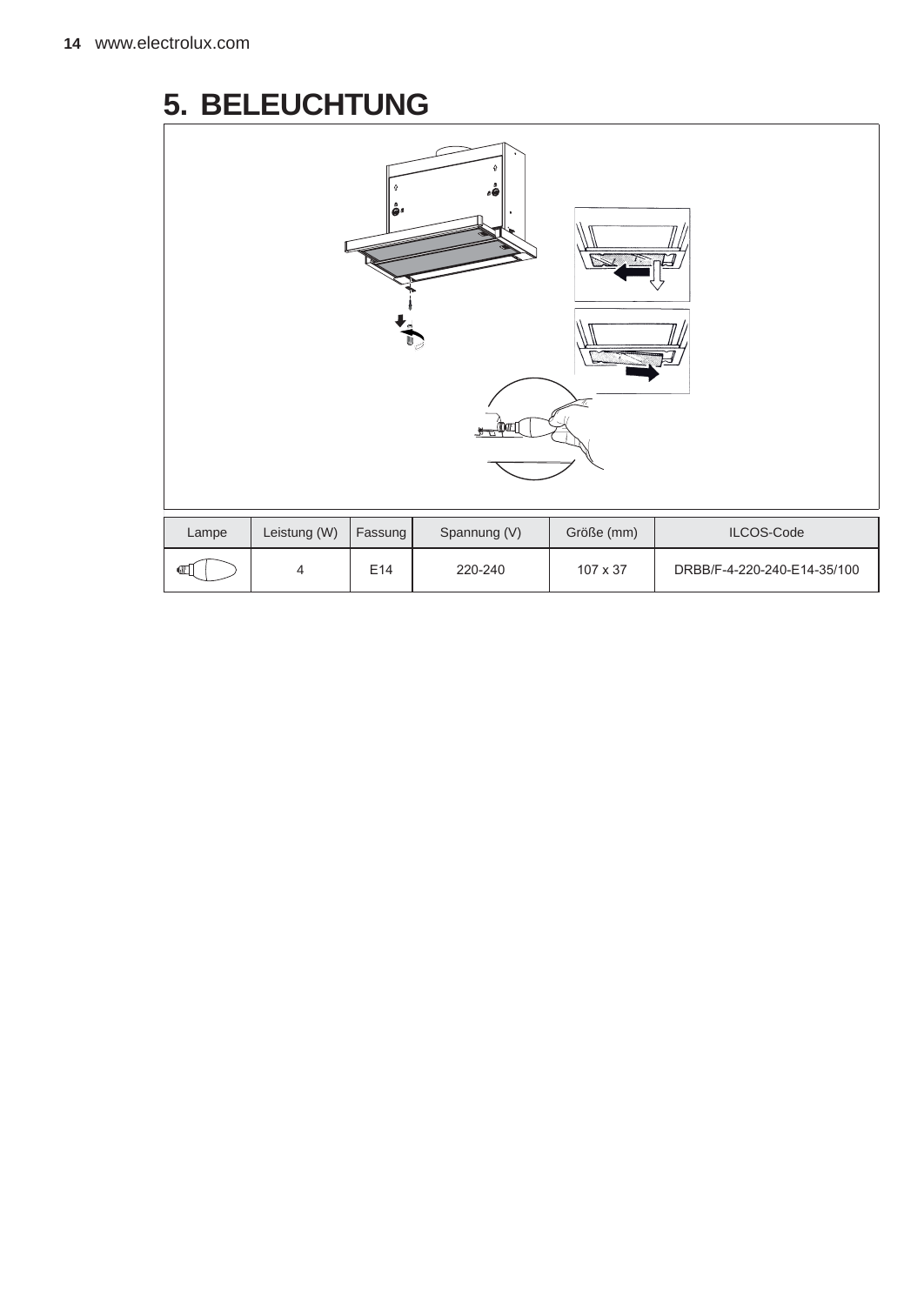# 5. BELEUCHTUNG

| Lampe | Leistung (W) | Fassung | Spannung (V) | Größe (mm) | ILCOS-Code |
| --- | --- | --- | --- | --- | --- |
| | 4 | E14 | 220-240 | 107 x 37 | DRBB/F-4-220-240-E14-35/100 |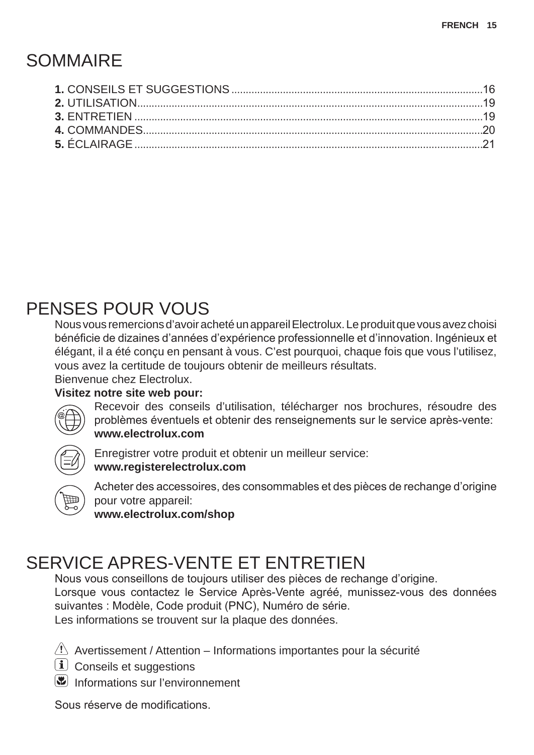# SOMMAIRE

**1.** CONSEILS ET SUGGESTIONS ....................................................................................16
**2.** UTILISATION.....................................................................................................................19
**3.** ENTRETIEN .......................................................................................................................19
**4.** COMMANDES....................................................................................................................20
**5.** ÉCLAIRAGE .......................................................................................................................21

# PENSES POUR VOUS

Nous vous remercions d’avoir acheté un appareil Electrolux. Le produit que vous avez choisi bénéficie de dizaines d’années d’expérience professionnelle et d’innovation. Ingénieux et élégant, il a été conçu en pensant à vous. C’est pourquoi, chaque fois que vous l’utilisez, vous avez la certitude de toujours obtenir de meilleurs résultats.
Bienvenue chez Electrolux.

**Visitez notre site web pour:**

Recevoir des conseils d’utilisation, télécharger nos brochures, résoudre des problèmes éventuels et obtenir des renseignements sur le service après-vente:
**www.electrolux.com**

Enregistrer votre produit et obtenir un meilleur service:
**www.registerelectrolux.com**

Acheter des accessoires, des consommables et des pièces de rechange d’origine pour votre appareil:
**www.electrolux.com/shop**

# SERVICE APRES-VENTE ET ENTRETIEN

Nous vous conseillons de toujours utiliser des pièces de rechange d’origine.
Lorsque vous contactez le Service Après-Vente agréé, munissez-vous des données suivantes : Modèle, Code produit (PNC), Numéro de série.
Les informations se trouvent sur la plaque des données.

Avertissement / Attention – Informations importantes pour la sécurité
Conseils et suggestions
Informations sur l’environnement

Sous réserve de modifications.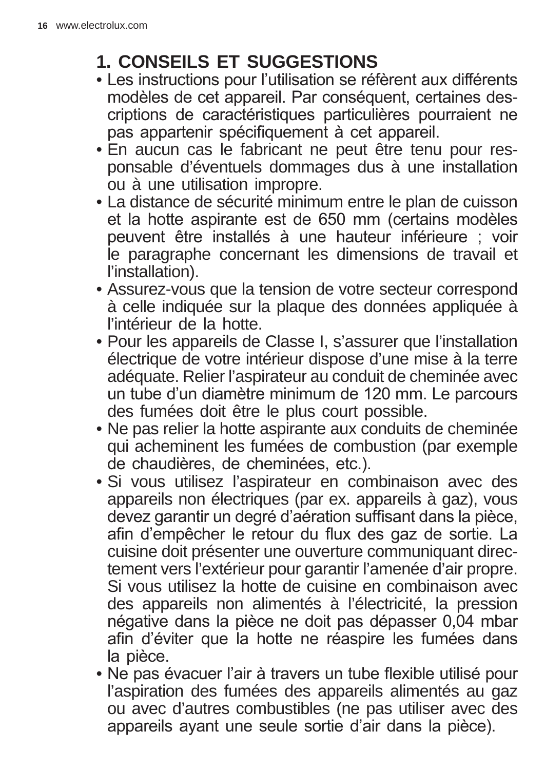# 1. CONSEILS ET SUGGESTIONS

- Les instructions pour l'utilisation se réfèrent aux différents modèles de cet appareil. Par conséquent, certaines descriptions de caractéristiques particulières pourraient ne pas appartenir spécifiquement à cet appareil.
- En aucun cas le fabricant ne peut être tenu pour responsable d'éventuels dommages dus à une installation ou à une utilisation impropre.
- La distance de sécurité minimum entre le plan de cuisson et la hotte aspirante est de 650 mm (certains modèles peuvent être installés à une hauteur inférieure ; voir le paragraphe concernant les dimensions de travail et l'installation).
- Assurez-vous que la tension de votre secteur correspond à celle indiquée sur la plaque des données appliquée à l'intérieur de la hotte.
- Pour les appareils de Classe I, s'assurer que l'installation électrique de votre intérieur dispose d'une mise à la terre adéquate. Relier l'aspirateur au conduit de cheminée avec un tube d'un diamètre minimum de 120 mm. Le parcours des fumées doit être le plus court possible.
- Ne pas relier la hotte aspirante aux conduits de cheminée qui acheminent les fumées de combustion (par exemple de chaudières, de cheminées, etc.).
- Si vous utilisez l'aspirateur en combinaison avec des appareils non électriques (par ex. appareils à gaz), vous devez garantir un degré d'aération suffisant dans la pièce, afin d'empêcher le retour du flux des gaz de sortie. La cuisine doit présenter une ouverture communiquant directement vers l'extérieur pour garantir l'amenée d'air propre. Si vous utilisez la hotte de cuisine en combinaison avec des appareils non alimentés à l'électricité, la pression négative dans la pièce ne doit pas dépasser 0,04 mbar afin d'éviter que la hotte ne réaspire les fumées dans la pièce.
- Ne pas évacuer l'air à travers un tube flexible utilisé pour l'aspiration des fumées des appareils alimentés au gaz ou avec d'autres combustibles (ne pas utiliser avec des appareils ayant une seule sortie d'air dans la pièce).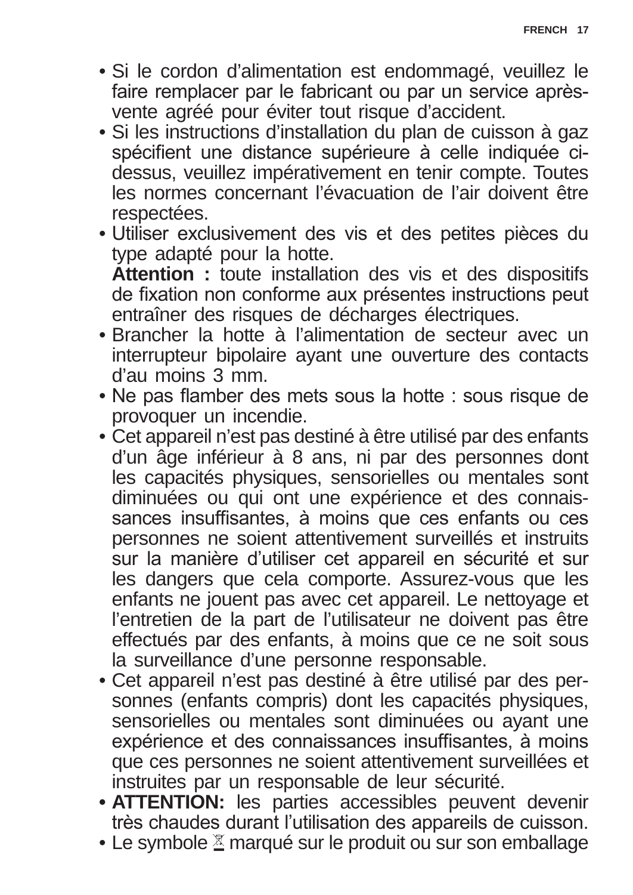- Si le cordon d'alimentation est endommagé, veuillez le faire remplacer par le fabricant ou par un service après-vente agréé pour éviter tout risque d'accident.
- Si les instructions d'installation du plan de cuisson à gaz spécifient une distance supérieure à celle indiquée ci-dessus, veuillez impérativement en tenir compte. Toutes les normes concernant l'évacuation de l'air doivent être respectées.
- Utiliser exclusivement des vis et des petites pièces du type adapté pour la hotte.
  **Attention :** toute installation des vis et des dispositifs de fixation non conforme aux présentes instructions peut entraîner des risques de décharges électriques.
- Brancher la hotte à l'alimentation de secteur avec un interrupteur bipolaire ayant une ouverture des contacts d'au moins 3 mm.
- Ne pas flamber des mets sous la hotte : sous risque de provoquer un incendie.
- Cet appareil n'est pas destiné à être utilisé par des enfants d'un âge inférieur à 8 ans, ni par des personnes dont les capacités physiques, sensorielles ou mentales sont diminuées ou qui ont une expérience et des connaissances insuffisantes, à moins que ces enfants ou ces personnes ne soient attentivement surveillés et instruits sur la manière d'utiliser cet appareil en sécurité et sur les dangers que cela comporte. Assurez-vous que les enfants ne jouent pas avec cet appareil. Le nettoyage et l'entretien de la part de l'utilisateur ne doivent pas être effectués par des enfants, à moins que ce ne soit sous la surveillance d'une personne responsable.
- Cet appareil n'est pas destiné à être utilisé par des personnes (enfants compris) dont les capacités physiques, sensorielles ou mentales sont diminuées ou ayant une expérience et des connaissances insuffisantes, à moins que ces personnes ne soient attentivement surveillées et instruites par un responsable de leur sécurité.
- **ATTENTION:** les parties accessibles peuvent devenir très chaudes durant l'utilisation des appareils de cuisson.
- Le symbole ⌧ marqué sur le produit ou sur son emballage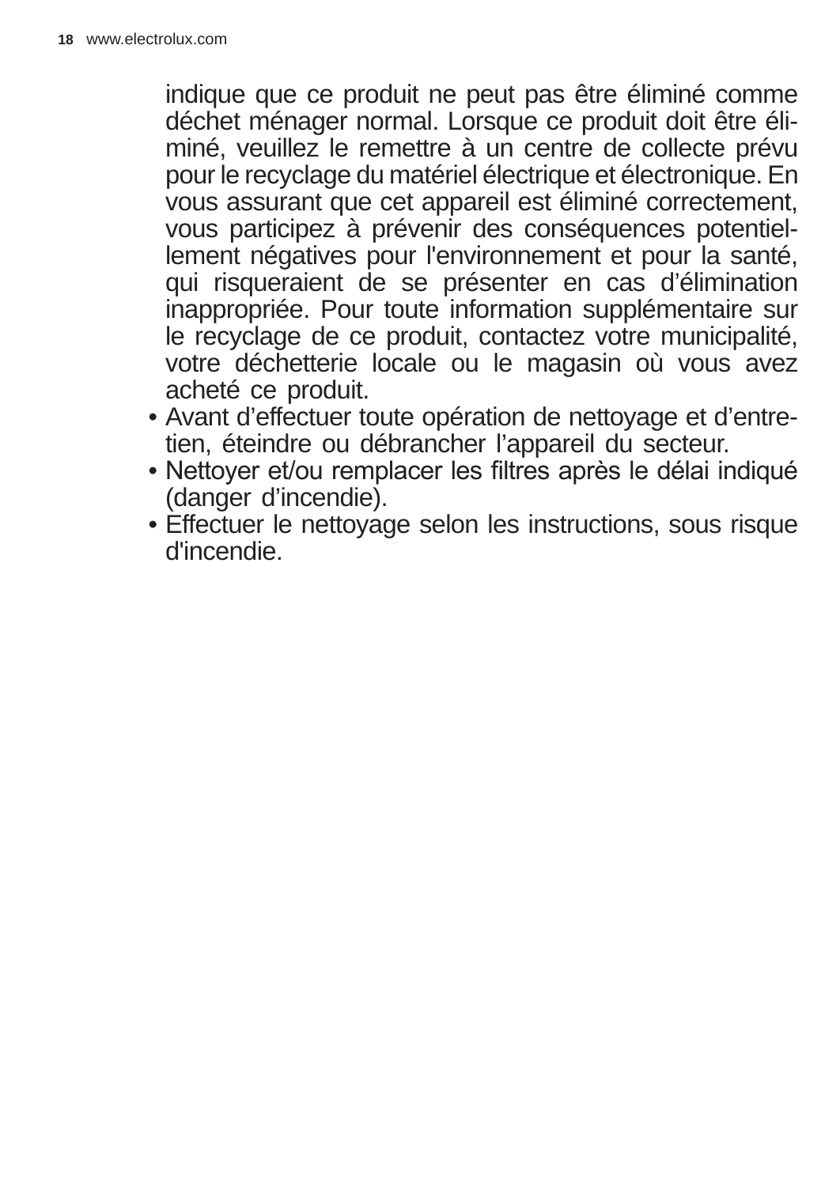indique que ce produit ne peut pas être éliminé comme déchet ménager normal. Lorsque ce produit doit être éliminé, veuillez le remettre à un centre de collecte prévu pour le recyclage du matériel électrique et électronique. En vous assurant que cet appareil est éliminé correctement, vous participez à prévenir des conséquences potentiellement négatives pour l'environnement et pour la santé, qui risqueraient de se présenter en cas d'élimination inappropriée. Pour toute information supplémentaire sur le recyclage de ce produit, contactez votre municipalité, votre déchetterie locale ou le magasin où vous avez acheté ce produit.

- Avant d'effectuer toute opération de nettoyage et d'entretien, éteindre ou débrancher l'appareil du secteur.
- Nettoyer et/ou remplacer les filtres après le délai indiqué (danger d'incendie).
- Effectuer le nettoyage selon les instructions, sous risque d'incendie.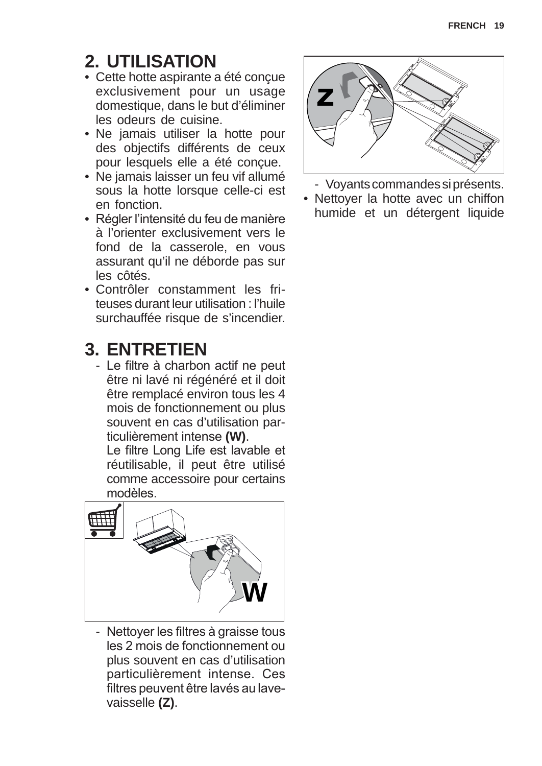## 2. UTILISATION

- Cette hotte aspirante a été conçue exclusivement pour un usage domestique, dans le but d'éliminer les odeurs de cuisine.
- Ne jamais utiliser la hotte pour des objectifs différents de ceux pour lesquels elle a été conçue.
- Ne jamais laisser un feu vif allumé sous la hotte lorsque celle-ci est en fonction.
- Régler l'intensité du feu de manière à l'orienter exclusivement vers le fond de la casserole, en vous assurant qu'il ne déborde pas sur les côtés.
- Contrôler constamment les friteuses durant leur utilisation : l'huile surchauffée risque de s'incendier.

## 3. ENTRETIEN

- Le filtre à charbon actif ne peut être ni lavé ni régénéré et il doit être remplacé environ tous les 4 mois de fonctionnement ou plus souvent en cas d'utilisation particulièrement intense **(W)**.
  Le filtre Long Life est lavable et réutilisable, il peut être utilisé comme accessoire pour certains modèles.

W

- Nettoyer les filtres à graisse tous les 2 mois de fonctionnement ou plus souvent en cas d'utilisation particulièrement intense. Ces filtres peuvent être lavés au lave-vaisselle **(Z)**.

Z

- Voyants commandes si présents.

- Nettoyer la hotte avec un chiffon humide et un détergent liquide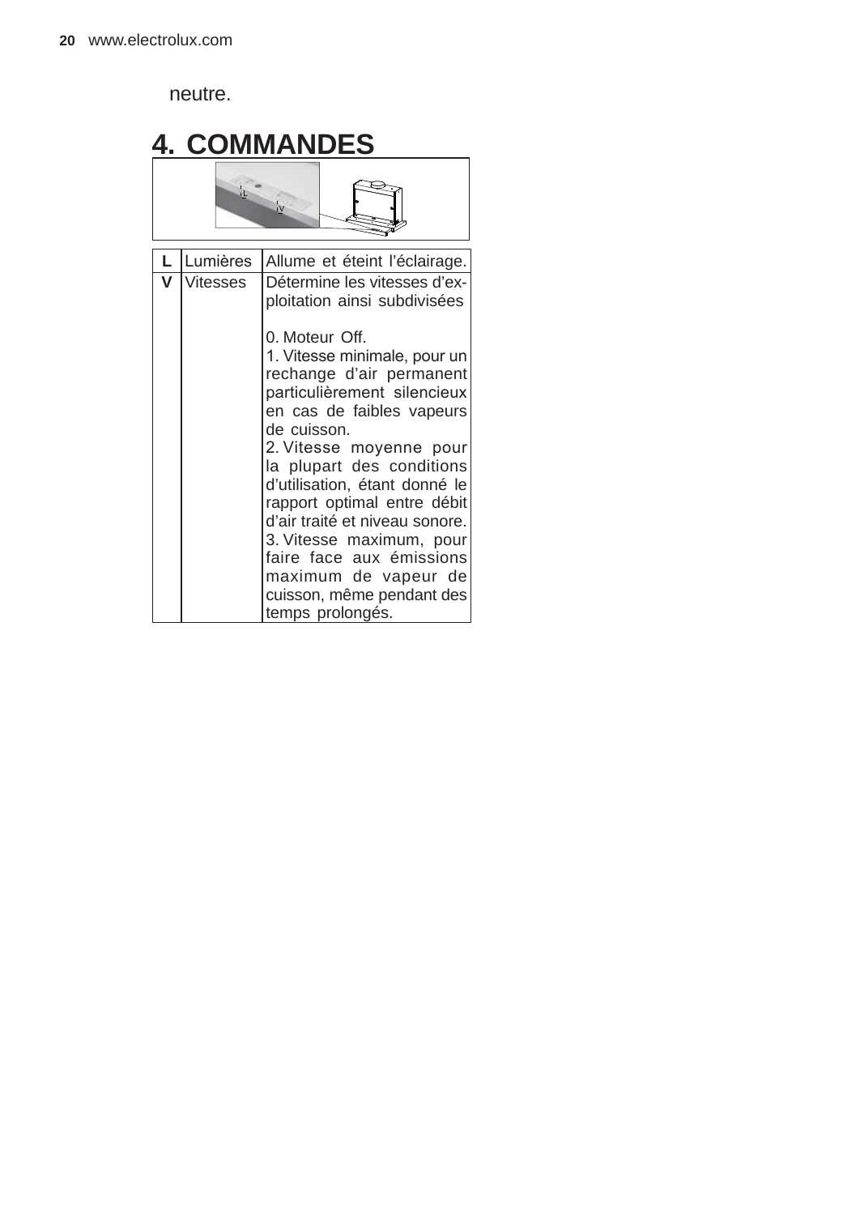neutre.

# 4. COMMANDES

| L | Lumières | Allume et éteint l’éclairage. |
|---|---|---|
| V | Vitesses | Détermine les vitesses d’exploitation ainsi subdivisées<br><br>0. Moteur Off.<br>1. Vitesse minimale, pour un rechange d’air permanent particulièrement silencieux en cas de faibles vapeurs de cuisson.<br>2. Vitesse moyenne pour la plupart des conditions d’utilisation, étant donné le rapport optimal entre débit d’air traité et niveau sonore.<br>3. Vitesse maximum, pour faire face aux émissions maximum de vapeur de cuisson, même pendant des temps prolongés. |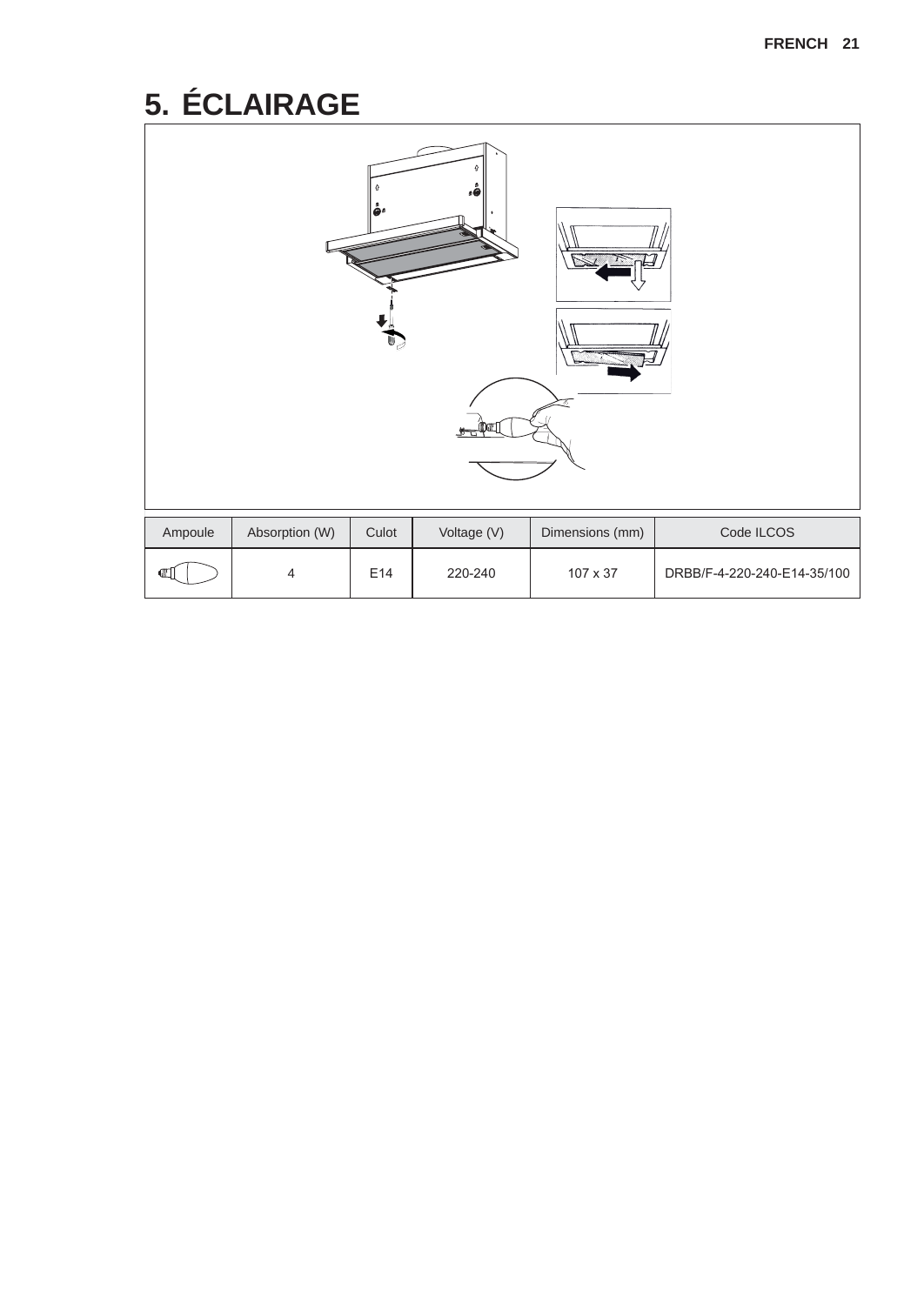# 5. ÉCLAIRAGE

| Ampoule | Absorption (W) | Culot | Voltage (V) | Dimensions (mm) | Code ILCOS |
|---|---|---|---|---|---|
| | 4 | E14 | 220-240 | 107 x 37 | DRBB/F-4-220-240-E14-35/100 |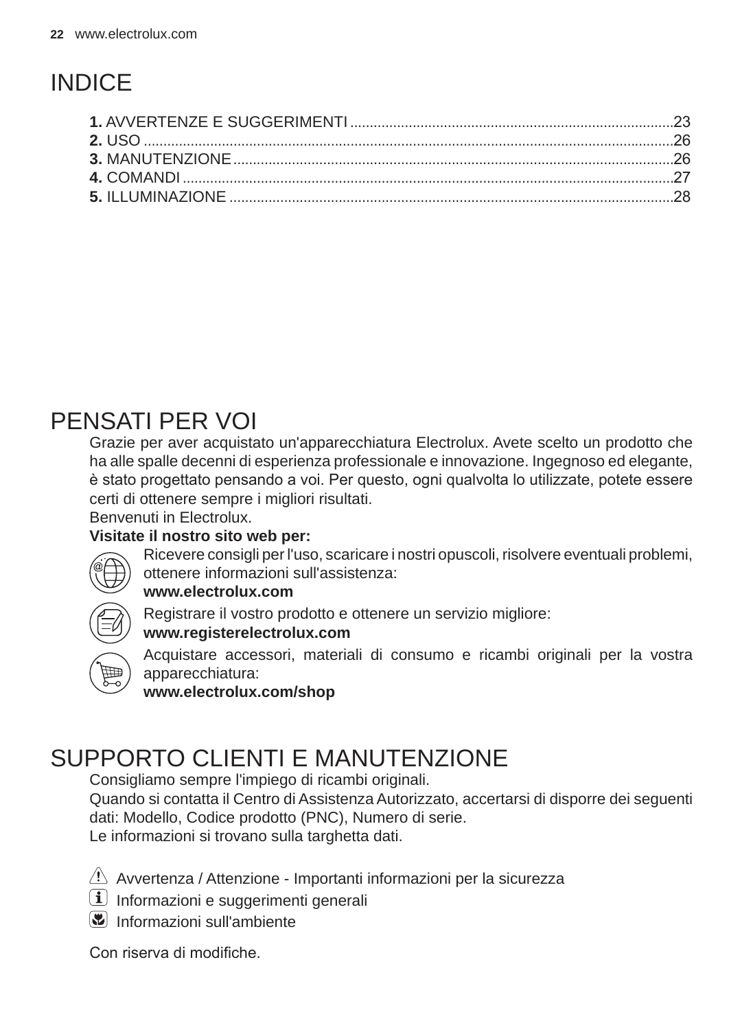# INDICE

**1.** AVVERTENZE E SUGGERIMENTI ....................................................23
**2.** USO ....................................................................................26
**3.** MANUTENZIONE ................................................................26
**4.** COMANDI ...........................................................................27
**5.** ILLUMINAZIONE .................................................................28

# PENSATI PER VOI

Grazie per aver acquistato un'apparecchiatura Electrolux. Avete scelto un prodotto che ha alle spalle decenni di esperienza professionale e innovazione. Ingegnoso ed elegante, è stato progettato pensando a voi. Per questo, ogni qualvolta lo utilizzate, potete essere certi di ottenere sempre i migliori risultati.
Benvenuti in Electrolux.

**Visitate il nostro sito web per:**

Ricevere consigli per l'uso, scaricare i nostri opuscoli, risolvere eventuali problemi, ottenere informazioni sull'assistenza:
**www.electrolux.com**

Registrare il vostro prodotto e ottenere un servizio migliore:
**www.registerelectrolux.com**

Acquistare accessori, materiali di consumo e ricambi originali per la vostra apparecchiatura:
**www.electrolux.com/shop**

# SUPPORTO CLIENTI E MANUTENZIONE

Consigliamo sempre l'impiego di ricambi originali.
Quando si contatta il Centro di Assistenza Autorizzato, accertarsi di disporre dei seguenti dati: Modello, Codice prodotto (PNC), Numero di serie.
Le informazioni si trovano sulla targhetta dati.

Avvertenza / Attenzione - Importanti informazioni per la sicurezza
Informazioni e suggerimenti generali
Informazioni sull'ambiente

Con riserva di modifiche.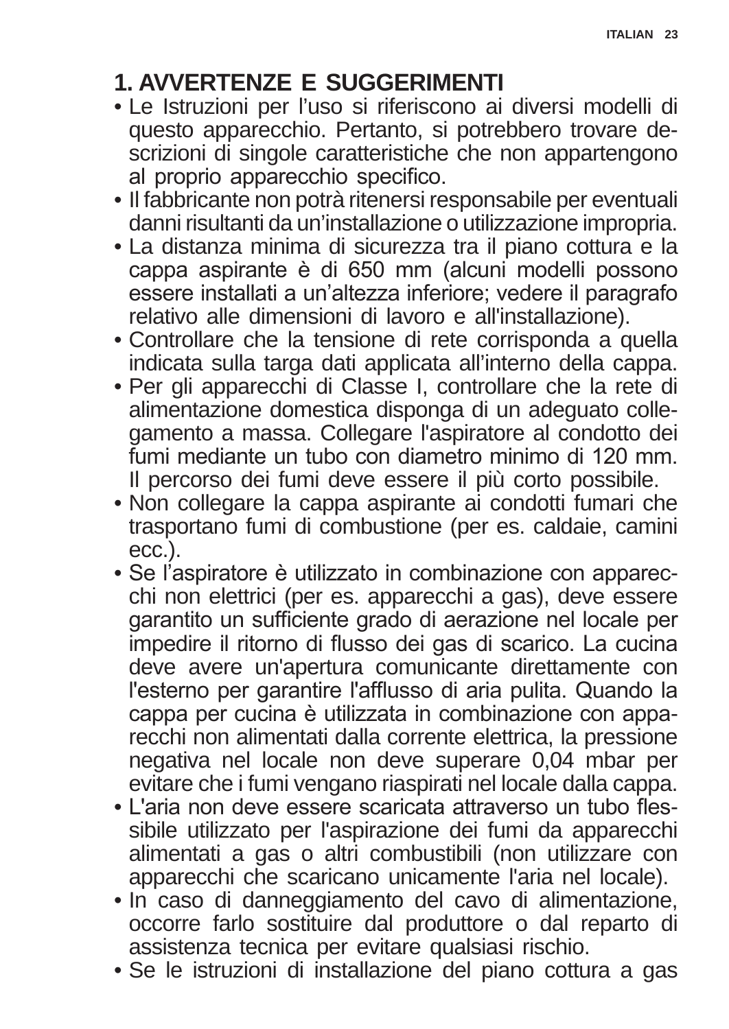# 1. AVVERTENZE E SUGGERIMENTI

- Le Istruzioni per l'uso si riferiscono ai diversi modelli di questo apparecchio. Pertanto, si potrebbero trovare descrizioni di singole caratteristiche che non appartengono al proprio apparecchio specifico.
- Il fabbricante non potrà ritenersi responsabile per eventuali danni risultanti da un'installazione o utilizzazione impropria.
- La distanza minima di sicurezza tra il piano cottura e la cappa aspirante è di 650 mm (alcuni modelli possono essere installati a un'altezza inferiore; vedere il paragrafo relativo alle dimensioni di lavoro e all'installazione).
- Controllare che la tensione di rete corrisponda a quella indicata sulla targa dati applicata all'interno della cappa.
- Per gli apparecchi di Classe I, controllare che la rete di alimentazione domestica disponga di un adeguato collegamento a massa. Collegare l'aspiratore al condotto dei fumi mediante un tubo con diametro minimo di 120 mm. Il percorso dei fumi deve essere il più corto possibile.
- Non collegare la cappa aspirante ai condotti fumari che trasportano fumi di combustione (per es. caldaie, camini ecc.).
- Se l'aspiratore è utilizzato in combinazione con apparecchi non elettrici (per es. apparecchi a gas), deve essere garantito un sufficiente grado di aerazione nel locale per impedire il ritorno di flusso dei gas di scarico. La cucina deve avere un'apertura comunicante direttamente con l'esterno per garantire l'afflusso di aria pulita. Quando la cappa per cucina è utilizzata in combinazione con apparecchi non alimentati dalla corrente elettrica, la pressione negativa nel locale non deve superare 0,04 mbar per evitare che i fumi vengano riaspirati nel locale dalla cappa.
- L'aria non deve essere scaricata attraverso un tubo flessibile utilizzato per l'aspirazione dei fumi da apparecchi alimentati a gas o altri combustibili (non utilizzare con apparecchi che scaricano unicamente l'aria nel locale).
- In caso di danneggiamento del cavo di alimentazione, occorre farlo sostituire dal produttore o dal reparto di assistenza tecnica per evitare qualsiasi rischio.
- Se le istruzioni di installazione del piano cottura a gas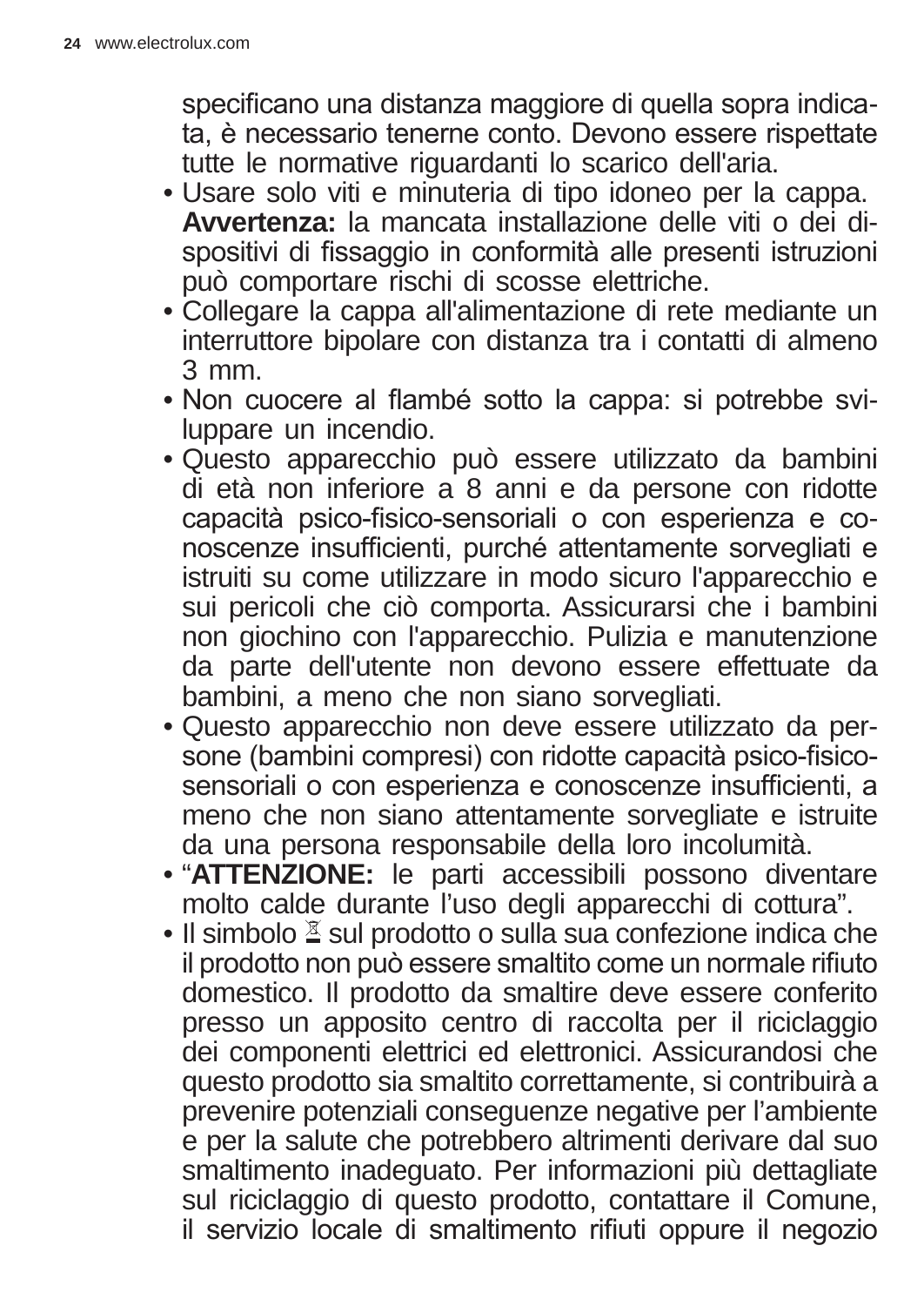specificano una distanza maggiore di quella sopra indicata, è necessario tenerne conto. Devono essere rispettate tutte le normative riguardanti lo scarico dell'aria.

- Usare solo viti e minuteria di tipo idoneo per la cappa. **Avvertenza:** la mancata installazione delle viti o dei dispositivi di fissaggio in conformità alle presenti istruzioni può comportare rischi di scosse elettriche.
- Collegare la cappa all'alimentazione di rete mediante un interruttore bipolare con distanza tra i contatti di almeno 3 mm.
- Non cuocere al flambé sotto la cappa: si potrebbe sviluppare un incendio.
- Questo apparecchio può essere utilizzato da bambini di età non inferiore a 8 anni e da persone con ridotte capacità psico-fisico-sensoriali o con esperienza e conoscenze insufficienti, purché attentamente sorvegliati e istruiti su come utilizzare in modo sicuro l'apparecchio e sui pericoli che ciò comporta. Assicurarsi che i bambini non giochino con l'apparecchio. Pulizia e manutenzione da parte dell'utente non devono essere effettuate da bambini, a meno che non siano sorvegliati.
- Questo apparecchio non deve essere utilizzato da persone (bambini compresi) con ridotte capacità psico-fisico-sensoriali o con esperienza e conoscenze insufficienti, a meno che non siano attentamente sorvegliate e istruite da una persona responsabile della loro incolumità.
- “**ATTENZIONE:** le parti accessibili possono diventare molto calde durante l’uso degli apparecchi di cottura”.
- Il simbolo sul prodotto o sulla sua confezione indica che il prodotto non può essere smaltito come un normale rifiuto domestico. Il prodotto da smaltire deve essere conferito presso un apposito centro di raccolta per il riciclaggio dei componenti elettrici ed elettronici. Assicurandosi che questo prodotto sia smaltito correttamente, si contribuirà a prevenire potenziali conseguenze negative per l’ambiente e per la salute che potrebbero altrimenti derivare dal suo smaltimento inadeguato. Per informazioni più dettagliate sul riciclaggio di questo prodotto, contattare il Comune, il servizio locale di smaltimento rifiuti oppure il negozio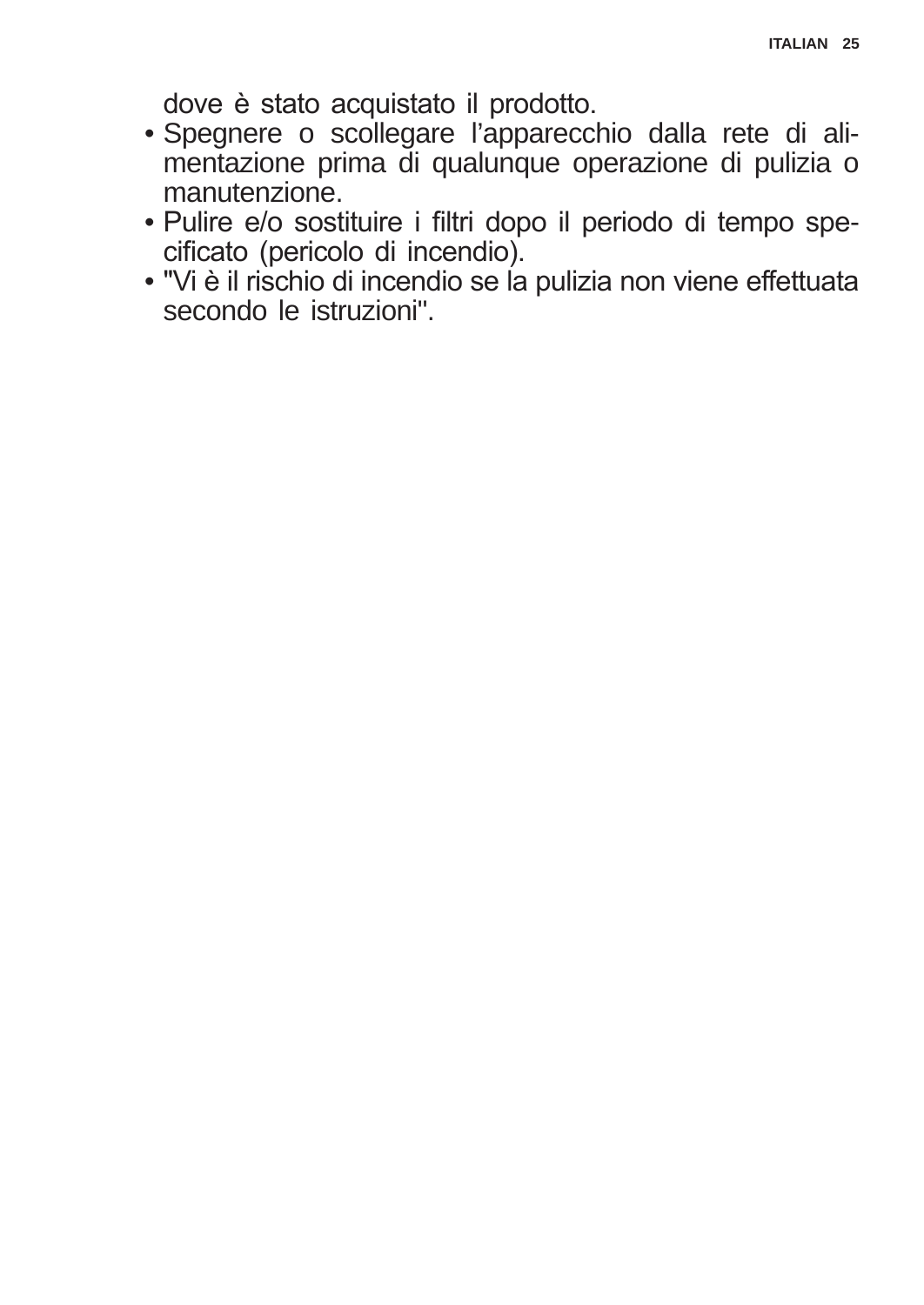dove è stato acquistato il prodotto.

- Spegnere o scollegare l’apparecchio dalla rete di alimentazione prima di qualunque operazione di pulizia o manutenzione.
- Pulire e/o sostituire i filtri dopo il periodo di tempo specificato (pericolo di incendio).
- "Vi è il rischio di incendio se la pulizia non viene effettuata secondo le istruzioni".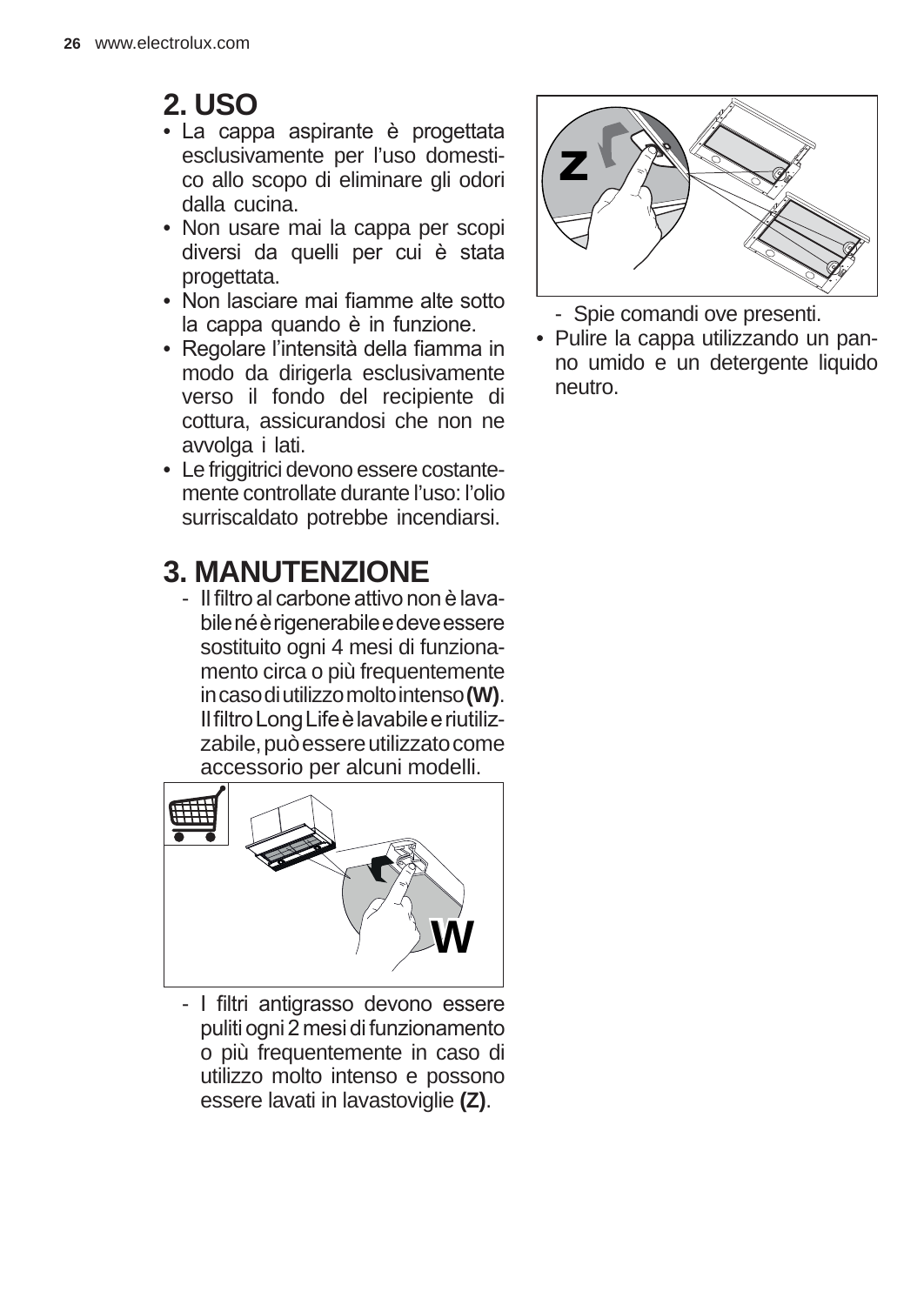## 2. USO

- La cappa aspirante è progettata esclusivamente per l'uso domestico allo scopo di eliminare gli odori dalla cucina.
- Non usare mai la cappa per scopi diversi da quelli per cui è stata progettata.
- Non lasciare mai fiamme alte sotto la cappa quando è in funzione.
- Regolare l'intensità della fiamma in modo da dirigerla esclusivamente verso il fondo del recipiente di cottura, assicurandosi che non ne avvolga i lati.
- Le friggitrici devono essere costantemente controllate durante l'uso: l'olio surriscaldato potrebbe incendiarsi.

## 3. MANUTENZIONE

- Il filtro al carbone attivo non è lavabile né è rigenerabile e deve essere sostituito ogni 4 mesi di funzionamento circa o più frequentemente in caso di utilizzo molto intenso **(W)**. Il filtro Long Life è lavabile e riutilizzabile, può essere utilizzato come accessorio per alcuni modelli.

- I filtri antigrasso devono essere puliti ogni 2 mesi di funzionamento o più frequentemente in caso di utilizzo molto intenso e possono essere lavati in lavastoviglie **(Z)**.

- Spie comandi ove presenti.

- Pulire la cappa utilizzando un panno umido e un detergente liquido neutro.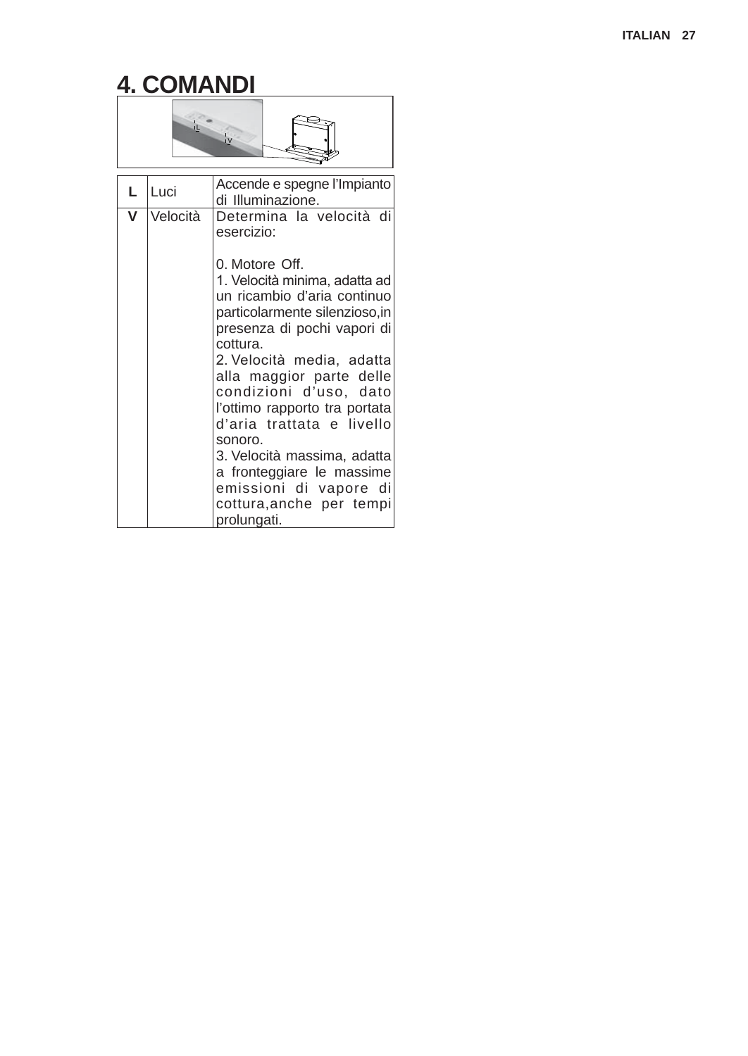# 4. COMANDI

| L | Luci | Accende e spegne l'Impianto di Illuminazione. |
|---|---|---|
| V | Velocità | Determina la velocità di esercizio:<br><br>0. Motore Off.<br>1. Velocità minima, adatta ad un ricambio d'aria continuo particolarmente silenzioso,in presenza di pochi vapori di cottura.<br>2. Velocità media, adatta alla maggior parte delle condizioni d'uso, dato l'ottimo rapporto tra portata d'aria trattata e livello sonoro.<br>3. Velocità massima, adatta a fronteggiare le massime emissioni di vapore di cottura,anche per tempi prolungati. |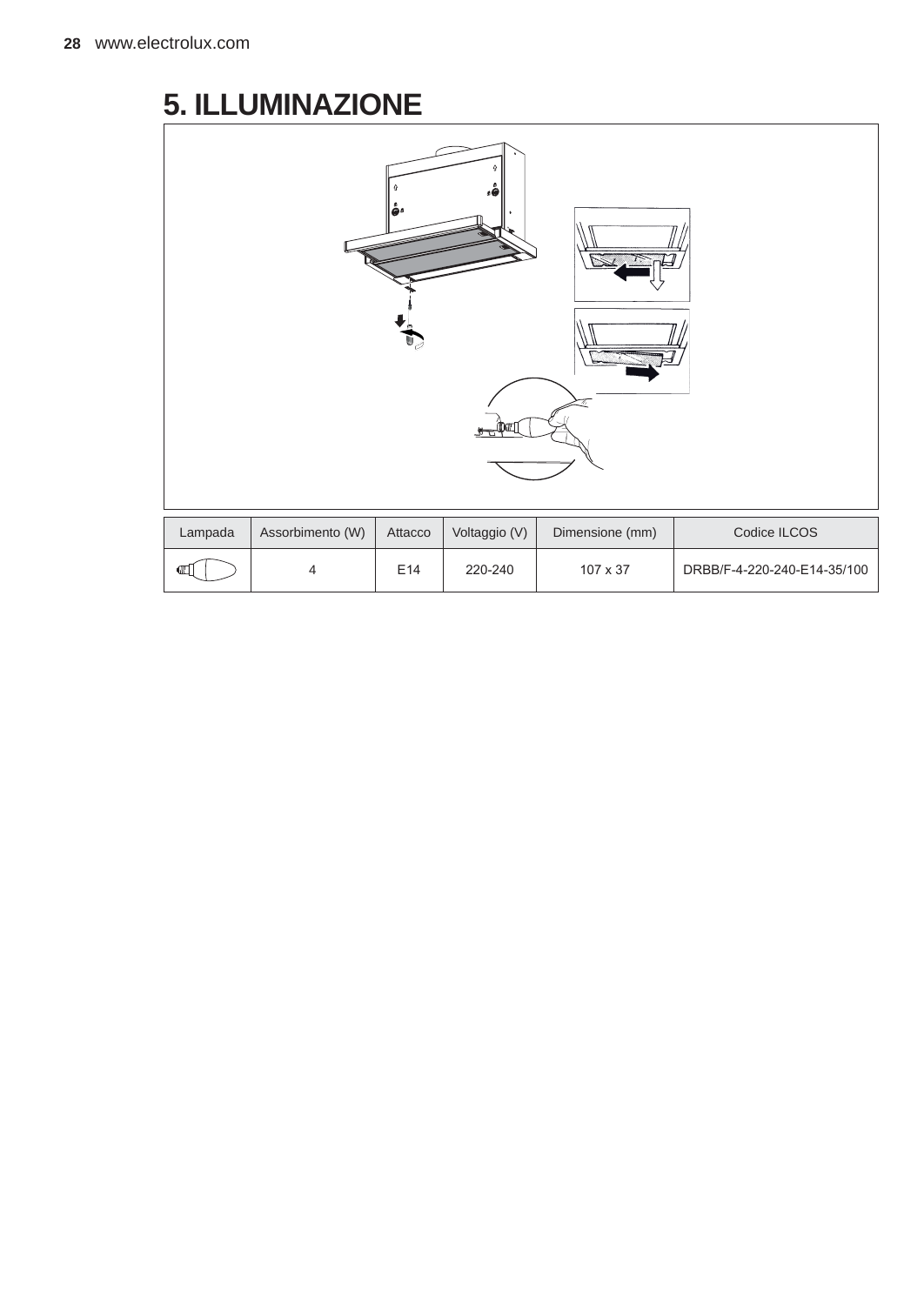# 5. ILLUMINAZIONE

| Lampada | Assorbimento (W) | Attacco | Voltaggio (V) | Dimensione (mm) | Codice ILCOS |
|---|---|---|---|---|---|
| | 4 | E14 | 220-240 | 107 x 37 | DRBB/F-4-220-240-E14-35/100 |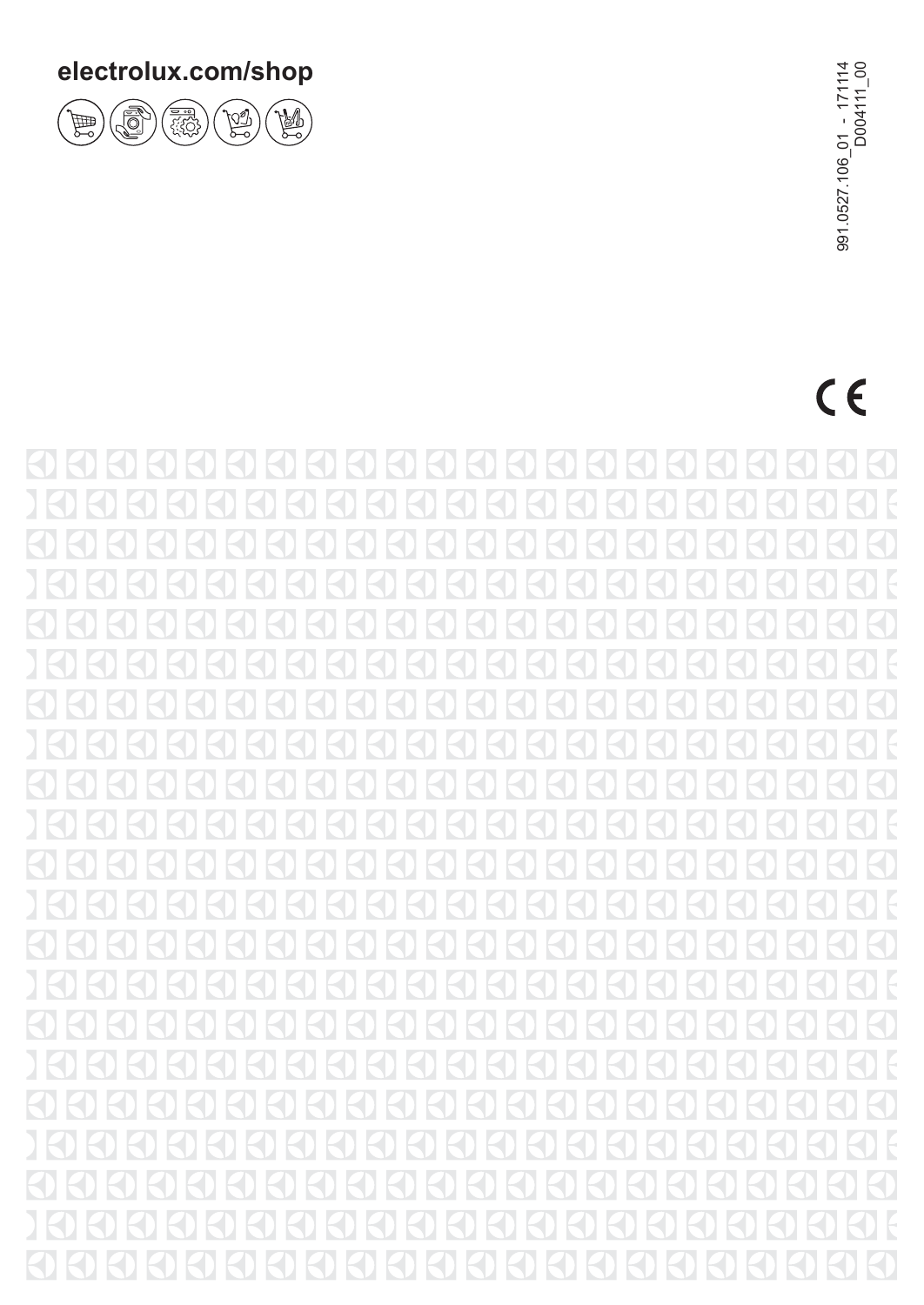**electrolux.com/shop**

991.0527.106_01 - 171114
D004111_00